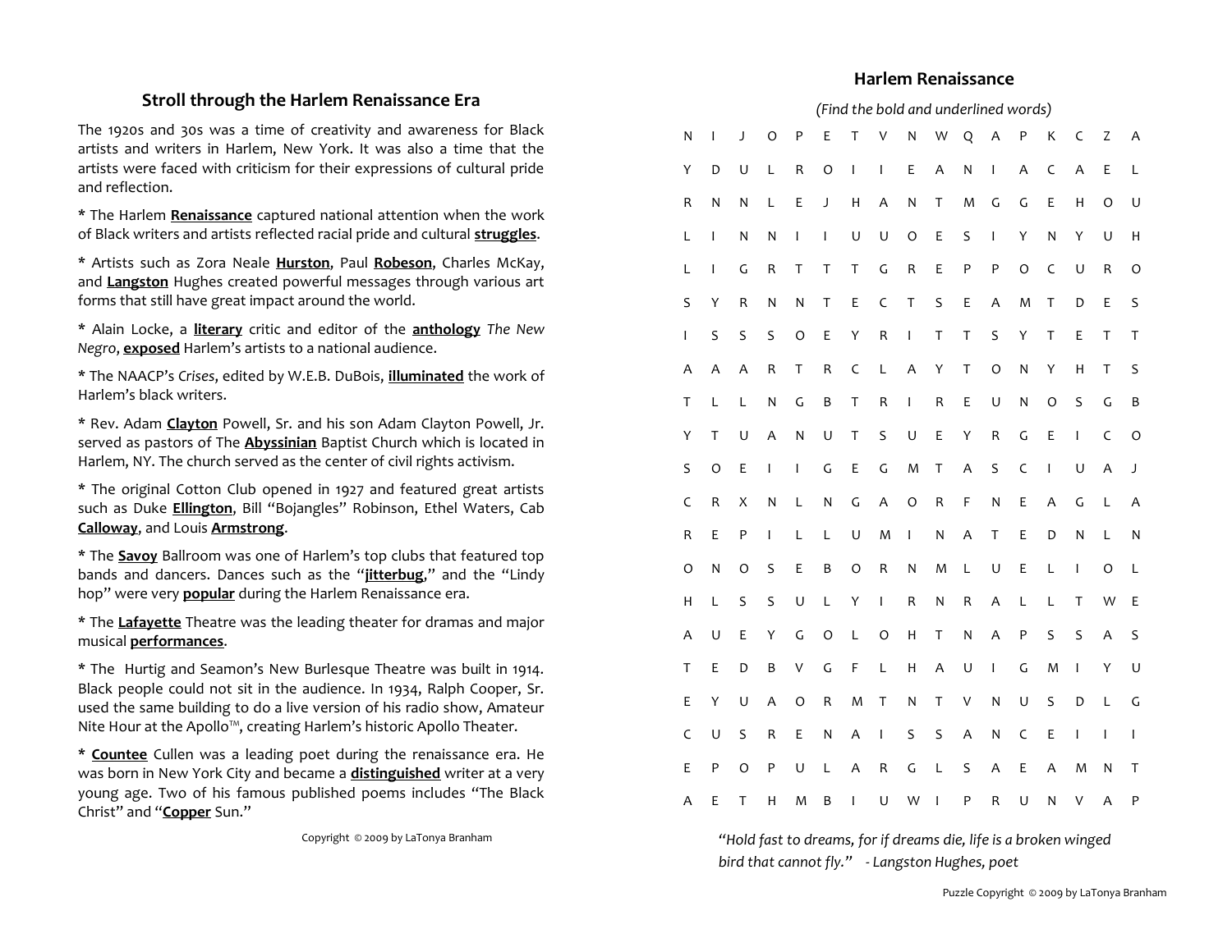## Stroll through the Harlem Renaissance Era

The 1920s and 30s was a time of creativity and awareness for Black artists and writers in Harlem, New York. It was also a time that the artists were faced with criticism for their expressions of cultural pride and reflection.

* The Harlem **Renaissance** captured national attention when the work of Black writers and artists reflected racial pride and cultural **struggles**.

* Artists such as Zora Neale **Hurston**, Paul **Robeson**, Charles McKay, and **Langston** Hughes created powerful messages through various art forms that still have great impact around the world.

* Alain Locke, a **literary** critic and editor of the **anthology** *The New Negro*, **exposed** Harlem's artists to a national audience.

* The NAACP's *Crises*, edited by W.E.B. DuBois, **illuminated** the work of Harlem's black writers.

* Rev. Adam **Clayton** Powell, Sr. and his son Adam Clayton Powell, Jr. served as pastors of The **Abyssinian** Baptist Church which is located in Harlem, NY. The church served as the center of civil rights activism.

* The original Cotton Club opened in 1927 and featured great artists such as Duke **Ellington**, Bill "Bojangles" Robinson, Ethel Waters, Cab **Calloway**, and Louis **Armstrong**.

* The **Savoy** Ballroom was one of Harlem's top clubs that featured top bands and dancers. Dances such as the "**jitterbug**," and the "Lindy hop" were very **popular** during the Harlem Renaissance era.

* The **Lafayette** Theatre was the leading theater for dramas and major musical **performances**.

* The Hurtig and Seamon's New Burlesque Theatre was built in 1914. Black people could not sit in the audience. In 1934, Ralph Cooper, Sr. used the same building to do a live version of his radio show, Amateur Nite Hour at the Apollo™, creating Harlem's historic Apollo Theater.

* **Countee** Cullen was a leading poet during the renaissance era. He was born in New York City and became a **distinguished** writer at a very young age. Two of his famous published poems includes "The Black Christ" and "**Copper** Sun."

Copyright © 2009 by LaTonya Branham

## Harlem Renaissance

*(Find the bold and underlined words)*

```
N I J O P E T V N W Q A P K C Z A
Y D U L R O I I E A N I A C A E L
R N N L E J H A N T M G G E H O U
L I N N I I U U O E S I Y N Y U H
L I G R T T T G R E P P O C U R O
S Y R N N T E C T S E A M T D E S
I S S S O E Y R I T T S Y T E T T
A A A R T R C L A Y T O N Y H T S
T L L N G B T R I R E U N O S G B
Y T U A N U T S U E Y R G E I C O
S O E I I G E G M T A S C I U A J
C R X N L N G A O R F N E A G L A
R E P I L L U M I N A T E D N L N
O N O S E B O R N M L U E L I O L
H L S S U L Y I R N R A L L T W E
A U E Y G O L O H T N A P S S A S
T E D B V G F L H A U I G M I Y U
E Y U A O R M T N T V N U S D L G
C U S R E N A I S S A N C E I I I
E P O P U L A R G L S A E A M N T
A E T H M B I U W I P R U N V A P
```

*"Hold fast to dreams, for if dreams die, life is a broken winged bird that cannot fly." - Langston Hughes, poet*

Puzzle Copyright © 2009 by LaTonya Branham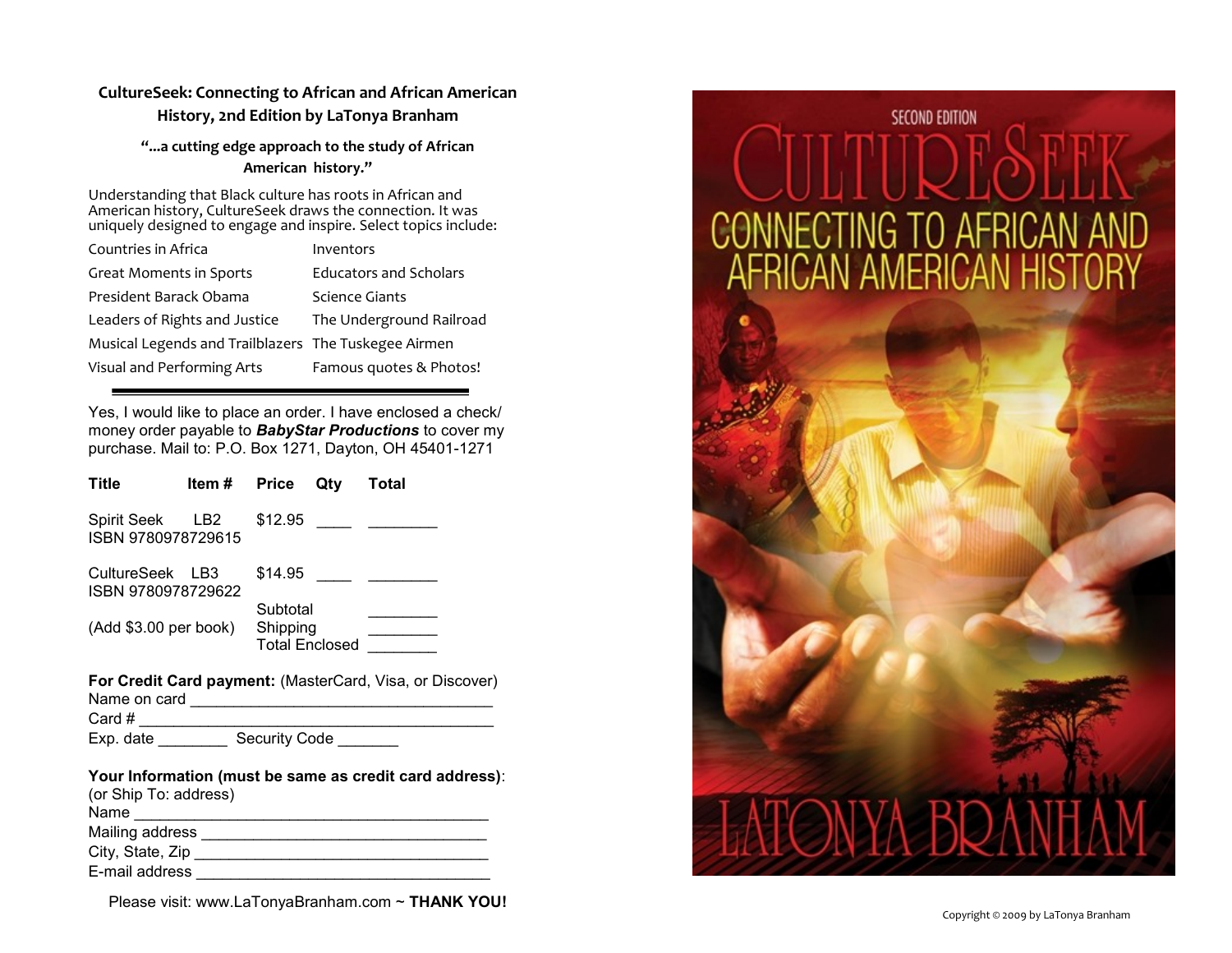**CultureSeek: Connecting to African and African American History, 2nd Edition by LaTonya Branham**

**"...a cutting edge approach to the study of African American history."**

Understanding that Black culture has roots in African and American history, CultureSeek draws the connection. It was uniquely designed to engage and inspire. Select topics include:

| | |
|---|---|
| Countries in Africa | Inventors |
| Great Moments in Sports | Educators and Scholars |
| President Barack Obama | Science Giants |
| Leaders of Rights and Justice | The Underground Railroad |
| Musical Legends and Trailblazers | The Tuskegee Airmen |
| Visual and Performing Arts | Famous quotes & Photos! |

---

Yes, I would like to place an order. I have enclosed a check/ money order payable to ***BabyStar Productions*** to cover my purchase. Mail to: P.O. Box 1271, Dayton, OH 45401-1271

| **Title** | **Item #** | **Price** | **Qty** | **Total** |
|---|---|---|---|---|
| Spirit Seek ISBN 9780978729615 | LB2 | $12.95 | ____ | ________ |
| CultureSeek ISBN 9780978729622 | LB3 | $14.95 | ____ | ________ |
| | | Subtotal | | ________ |
| (Add $3.00 per book) | | Shipping | | ________ |
| | | Total Enclosed | | ________ |

**For Credit Card payment:** (MasterCard, Visa, or Discover)
Name on card ___________________________________
Card # ________________________________________
Exp. date ________ Security Code _______

**Your Information (must be same as credit card address)**:
(or Ship To: address)
Name _________________________________________
Mailing address ________________________________
City, State, Zip ________________________________
E-mail address ________________________________

Please visit: www.LaTonyaBranham.com ~ **THANK YOU!**

SECOND EDITION

CULTURESEEK

CONNECTING TO AFRICAN AND AFRICAN AMERICAN HISTORY

LATONYA BRANHAM

Copyright © 2009 by LaTonya Branham